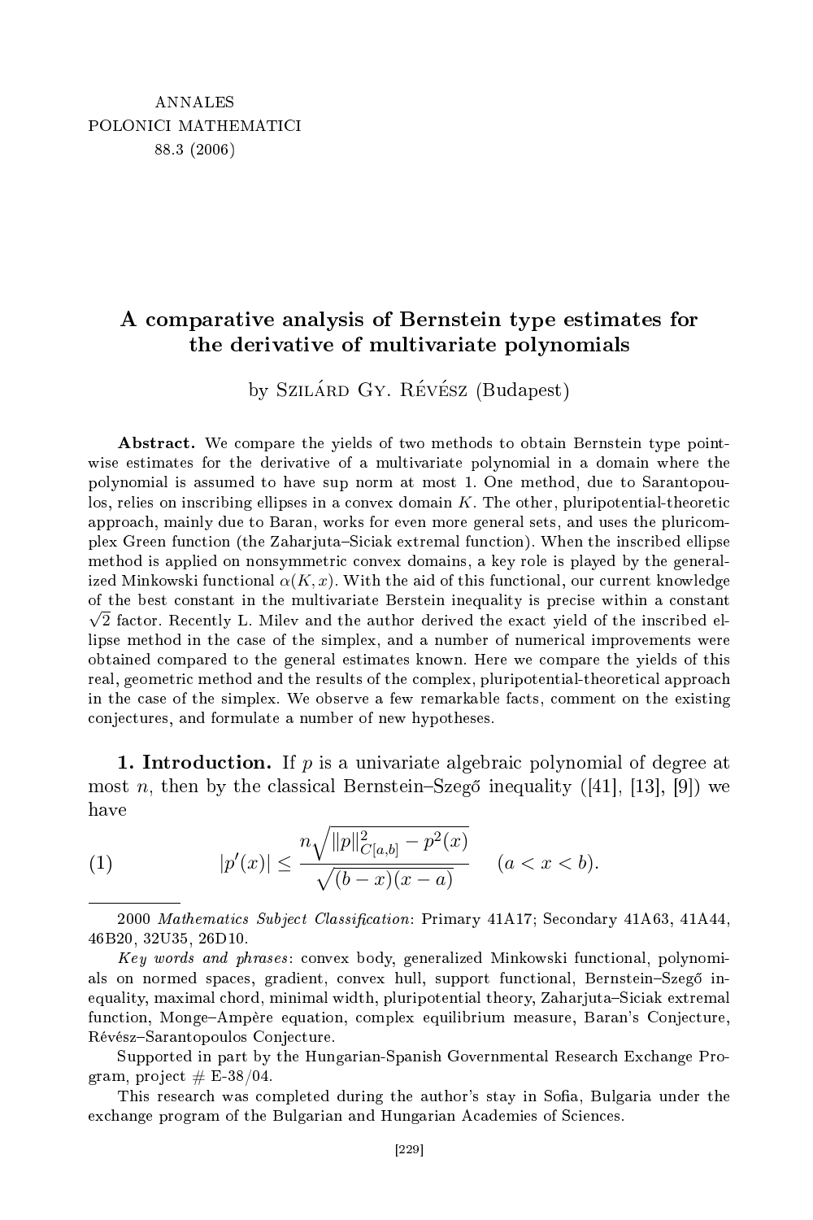ANNALES
POLONICI MATHEMATICI
88.3 (2006)

# A comparative analysis of Bernstein type estimates for the derivative of multivariate polynomials

by Szilárd Gy. Révész (Budapest)

**Abstract.** We compare the yields of two methods to obtain Bernstein type pointwise estimates for the derivative of a multivariate polynomial in a domain where the polynomial is assumed to have sup norm at most 1. One method, due to Sarantopoulos, relies on inscribing ellipses in a convex domain $K$. The other, pluripotential-theoretic approach, mainly due to Baran, works for even more general sets, and uses the pluricomplex Green function (the Zaharjuta–Siciak extremal function). When the inscribed ellipse method is applied on nonsymmetric convex domains, a key role is played by the generalized Minkowski functional $\alpha(K,x)$. With the aid of this functional, our current knowledge of the best constant in the multivariate Berstein inequality is precise within a constant $\sqrt{2}$ factor. Recently L. Milev and the author derived the exact yield of the inscribed ellipse method in the case of the simplex, and a number of numerical improvements were obtained compared to the general estimates known. Here we compare the yields of this real, geometric method and the results of the complex, pluripotential-theoretical approach in the case of the simplex. We observe a few remarkable facts, comment on the existing conjectures, and formulate a number of new hypotheses.

## 1. Introduction.

If $p$ is a univariate algebraic polynomial of degree at most $n$, then by the classical Bernstein–Szegő inequality ([41], [13], [9]) we have

$$|p'(x)| \le \frac{n\sqrt{\|p\|^2_{C[a,b]} - p^2(x)}}{\sqrt{(b-x)(x-a)}} \quad (a < x < b). \tag{1}$$

---

2000 *Mathematics Subject Classification*: Primary 41A17; Secondary 41A63, 41A44, 46B20, 32U35, 26D10.

*Key words and phrases*: convex body, generalized Minkowski functional, polynomials on normed spaces, gradient, convex hull, support functional, Bernstein–Szegő inequality, maximal chord, minimal width, pluripotential theory, Zaharjuta–Siciak extremal function, Monge–Ampère equation, complex equilibrium measure, Baran's Conjecture, Révész–Sarantopoulos Conjecture.

Supported in part by the Hungarian-Spanish Governmental Research Exchange Program, project # E-38/04.

This research was completed during the author's stay in Sofia, Bulgaria under the exchange program of the Bulgarian and Hungarian Academies of Sciences.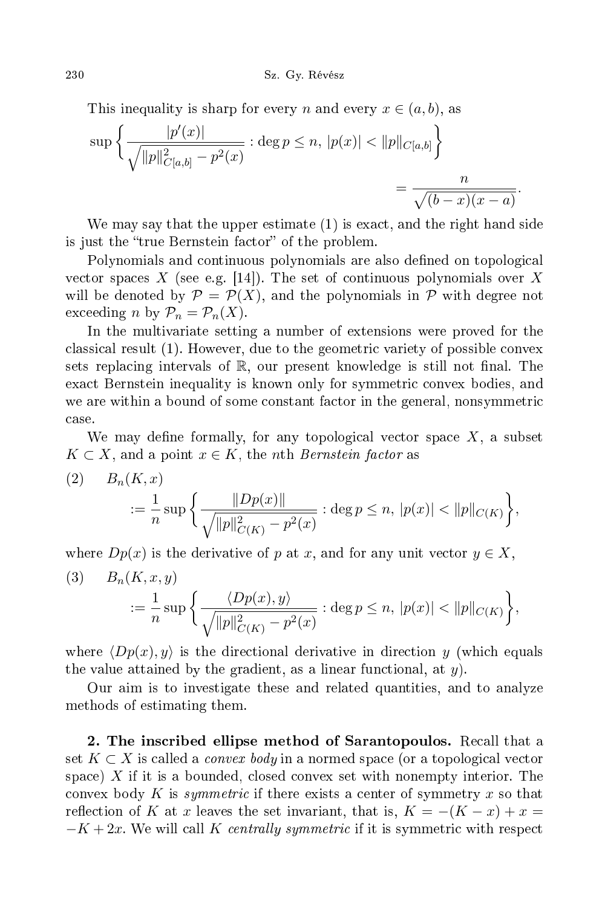This inequality is sharp for every $n$ and every $x \in (a,b)$, as

$$\sup \left\{ \frac{|p'(x)|}{\sqrt{\|p\|_{C[a,b]}^2 - p^2(x)}} : \deg p \le n,\ |p(x)| < \|p\|_{C[a,b]} \right\} = \frac{n}{\sqrt{(b-x)(x-a)}}.$$

We may say that the upper estimate (1) is exact, and the right hand side is just the "true Bernstein factor" of the problem.

Polynomials and continuous polynomials are also defined on topological vector spaces $X$ (see e.g. [14]). The set of continuous polynomials over $X$ will be denoted by $\mathcal{P} = \mathcal{P}(X)$, and the polynomials in $\mathcal{P}$ with degree not exceeding $n$ by $\mathcal{P}_n = \mathcal{P}_n(X)$.

In the multivariate setting a number of extensions were proved for the classical result (1). However, due to the geometric variety of possible convex sets replacing intervals of $\mathbb{R}$, our present knowledge is still not final. The exact Bernstein inequality is known only for symmetric convex bodies, and we are within a bound of some constant factor in the general, nonsymmetric case.

We may define formally, for any topological vector space $X$, a subset $K \subset X$, and a point $x \in K$, the $n$th *Bernstein factor* as

$$(2) \qquad B_n(K,x) := \frac{1}{n} \sup \left\{ \frac{\|Dp(x)\|}{\sqrt{\|p\|_{C(K)}^2 - p^2(x)}} : \deg p \le n,\ |p(x)| < \|p\|_{C(K)} \right\},$$

where $Dp(x)$ is the derivative of $p$ at $x$, and for any unit vector $y \in X$,

$$(3) \qquad B_n(K,x,y) := \frac{1}{n} \sup \left\{ \frac{\langle Dp(x), y\rangle}{\sqrt{\|p\|_{C(K)}^2 - p^2(x)}} : \deg p \le n,\ |p(x)| < \|p\|_{C(K)} \right\},$$

where $\langle Dp(x), y\rangle$ is the directional derivative in direction $y$ (which equals the value attained by the gradient, as a linear functional, at $y$).

Our aim is to investigate these and related quantities, and to analyze methods of estimating them.

**2. The inscribed ellipse method of Sarantopoulos.** Recall that a set $K \subset X$ is called a *convex body* in a normed space (or a topological vector space) $X$ if it is a bounded, closed convex set with nonempty interior. The convex body $K$ is *symmetric* if there exists a center of symmetry $x$ so that reflection of $K$ at $x$ leaves the set invariant, that is, $K = -(K-x) + x = -K + 2x$. We will call $K$ *centrally symmetric* if it is symmetric with respect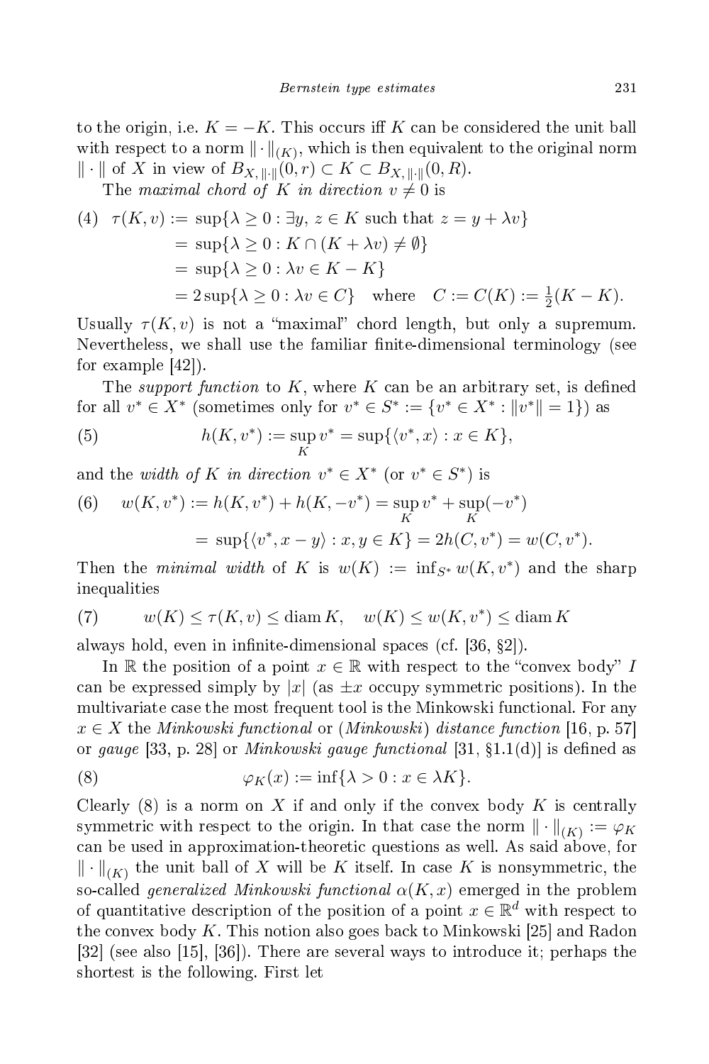to the origin, i.e. $K = -K$. This occurs iff $K$ can be considered the unit ball with respect to a norm $\|\cdot\|_{(K)}$, which is then equivalent to the original norm $\|\cdot\|$ of $X$ in view of $B_{X,\|\cdot\|}(0,r) \subset K \subset B_{X,\|\cdot\|}(0,R)$.

The *maximal chord of $K$ in direction* $v \neq 0$ is

$$
\begin{aligned}
(4)\quad \tau(K,v) &:= \sup\{\lambda \geq 0 : \exists y,\, z \in K \text{ such that } z = y + \lambda v\} \\
&= \sup\{\lambda \geq 0 : K \cap (K + \lambda v) \neq \emptyset\} \\
&= \sup\{\lambda \geq 0 : \lambda v \in K - K\} \\
&= 2\sup\{\lambda \geq 0 : \lambda v \in C\} \quad \text{where} \quad C := C(K) := \tfrac{1}{2}(K - K).
\end{aligned}
$$

Usually $\tau(K,v)$ is not a "maximal" chord length, but only a supremum. Nevertheless, we shall use the familiar finite-dimensional terminology (see for example [42]).

The *support function* to $K$, where $K$ can be an arbitrary set, is defined for all $v^* \in X^*$ (sometimes only for $v^* \in S^* := \{v^* \in X^* : \|v^*\| = 1\}$) as

$$
(5)\qquad h(K,v^*) := \sup_K v^* = \sup\{\langle v^*, x\rangle : x \in K\},
$$

and the *width of $K$ in direction* $v^* \in X^*$ (or $v^* \in S^*$) is

$$
\begin{aligned}
(6)\quad w(K,v^*) &:= h(K,v^*) + h(K,-v^*) = \sup_K v^* + \sup_K (-v^*) \\
&= \sup\{\langle v^*, x - y\rangle : x,y \in K\} = 2h(C,v^*) = w(C,v^*).
\end{aligned}
$$

Then the *minimal width* of $K$ is $w(K) := \inf_{S^*} w(K,v^*)$ and the sharp inequalities

$$
(7)\qquad w(K) \leq \tau(K,v) \leq \operatorname{diam} K, \quad w(K) \leq w(K,v^*) \leq \operatorname{diam} K
$$

always hold, even in infinite-dimensional spaces (cf. [36, §2]).

In $\mathbb{R}$ the position of a point $x \in \mathbb{R}$ with respect to the "convex body" $I$ can be expressed simply by $|x|$ (as $\pm x$ occupy symmetric positions). In the multivariate case the most frequent tool is the Minkowski functional. For any $x \in X$ the *Minkowski functional* or (*Minkowski*) *distance function* [16, p. 57] or *gauge* [33, p. 28] or *Minkowski gauge functional* [31, §1.1(d)] is defined as

$$
(8)\qquad \varphi_K(x) := \inf\{\lambda > 0 : x \in \lambda K\}.
$$

Clearly (8) is a norm on $X$ if and only if the convex body $K$ is centrally symmetric with respect to the origin. In that case the norm $\|\cdot\|_{(K)} := \varphi_K$ can be used in approximation-theoretic questions as well. As said above, for $\|\cdot\|_{(K)}$ the unit ball of $X$ will be $K$ itself. In case $K$ is nonsymmetric, the so-called *generalized Minkowski functional* $\alpha(K,x)$ emerged in the problem of quantitative description of the position of a point $x \in \mathbb{R}^d$ with respect to the convex body $K$. This notion also goes back to Minkowski [25] and Radon [32] (see also [15], [36]). There are several ways to introduce it; perhaps the shortest is the following. First let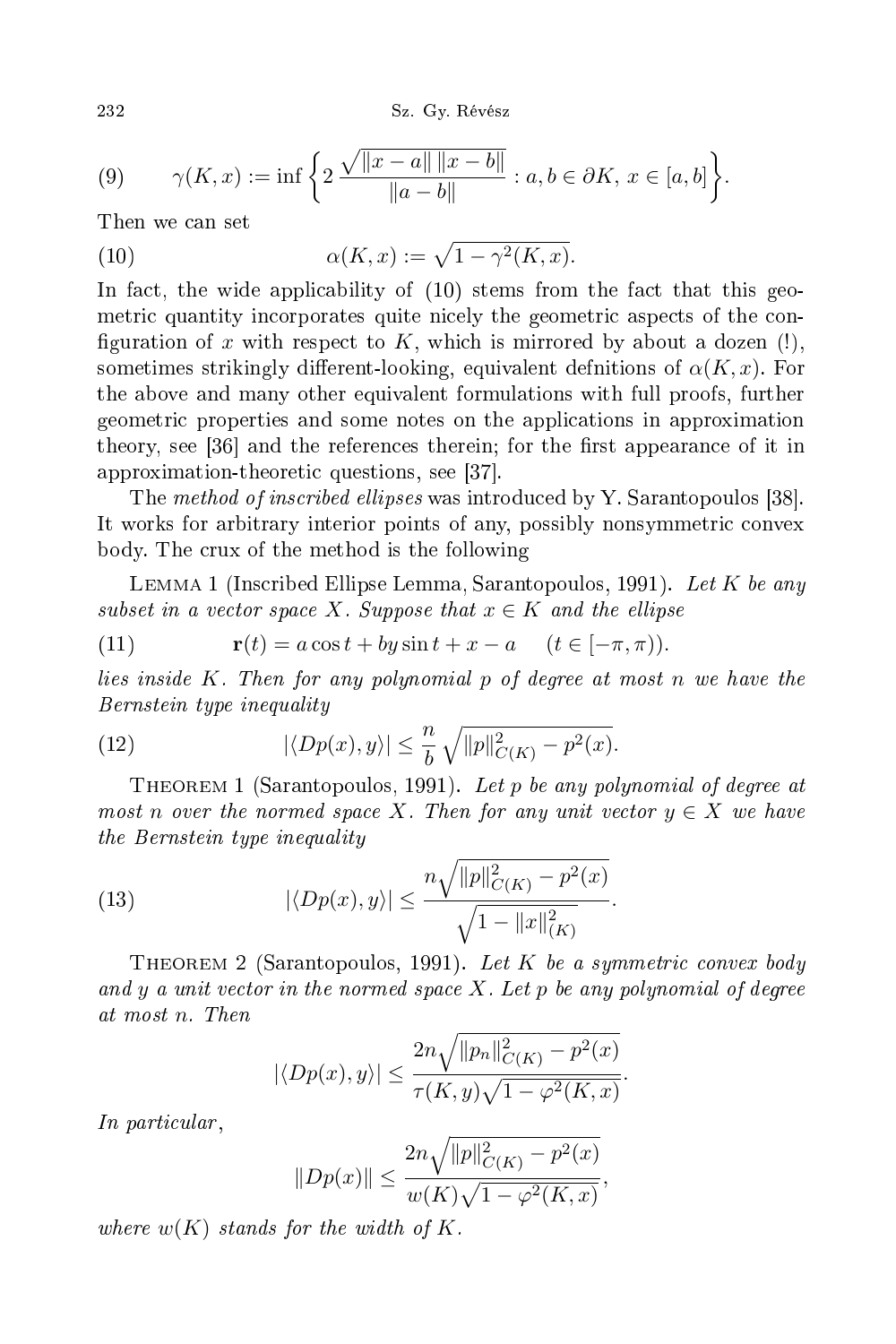$$
(9) \qquad \gamma(K,x) := \inf\left\{ 2\,\frac{\sqrt{\|x-a\|\,\|x-b\|}}{\|a-b\|} : a,b \in \partial K,\ x \in [a,b] \right\}.
$$

Then we can set

$$
(10) \qquad \alpha(K,x) := \sqrt{1-\gamma^2(K,x)}.
$$

In fact, the wide applicability of (10) stems from the fact that this geometric quantity incorporates quite nicely the geometric aspects of the configuration of $x$ with respect to $K$, which is mirrored by about a dozen (!), sometimes strikingly different-looking, equivalent defnitions of $\alpha(K,x)$. For the above and many other equivalent formulations with full proofs, further geometric properties and some notes on the applications in approximation theory, see [36] and the references therein; for the first appearance of it in approximation-theoretic questions, see [37].

The *method of inscribed ellipses* was introduced by Y. Sarantopoulos [38]. It works for arbitrary interior points of any, possibly nonsymmetric convex body. The crux of the method is the following

Lemma 1 (Inscribed Ellipse Lemma, Sarantopoulos, 1991). *Let $K$ be any subset in a vector space $X$. Suppose that $x \in K$ and the ellipse*

$$
(11) \qquad \mathbf{r}(t) = a\cos t + by\sin t + x - a \qquad (t \in [-\pi,\pi)).
$$

*lies inside $K$. Then for any polynomial $p$ of degree at most $n$ we have the Bernstein type inequality*

$$
(12) \qquad |\langle Dp(x), y\rangle| \le \frac{n}{b}\sqrt{\|p\|^2_{C(K)} - p^2(x)}.
$$

Theorem 1 (Sarantopoulos, 1991). *Let $p$ be any polynomial of degree at most $n$ over the normed space $X$. Then for any unit vector $y \in X$ we have the Bernstein type inequality*

$$
(13) \qquad |\langle Dp(x), y\rangle| \le \frac{n\sqrt{\|p\|^2_{C(K)} - p^2(x)}}{\sqrt{1-\|x\|^2_{(K)}}}.
$$

Theorem 2 (Sarantopoulos, 1991). *Let $K$ be a symmetric convex body and $y$ a unit vector in the normed space $X$. Let $p$ be any polynomial of degree at most $n$. Then*

$$
|\langle Dp(x), y\rangle| \le \frac{2n\sqrt{\|p_n\|^2_{C(K)} - p^2(x)}}{\tau(K,y)\sqrt{1-\varphi^2(K,x)}}.
$$

*In particular,*

$$
\|Dp(x)\| \le \frac{2n\sqrt{\|p\|^2_{C(K)} - p^2(x)}}{w(K)\sqrt{1-\varphi^2(K,x)}},
$$

*where $w(K)$ stands for the width of $K$.*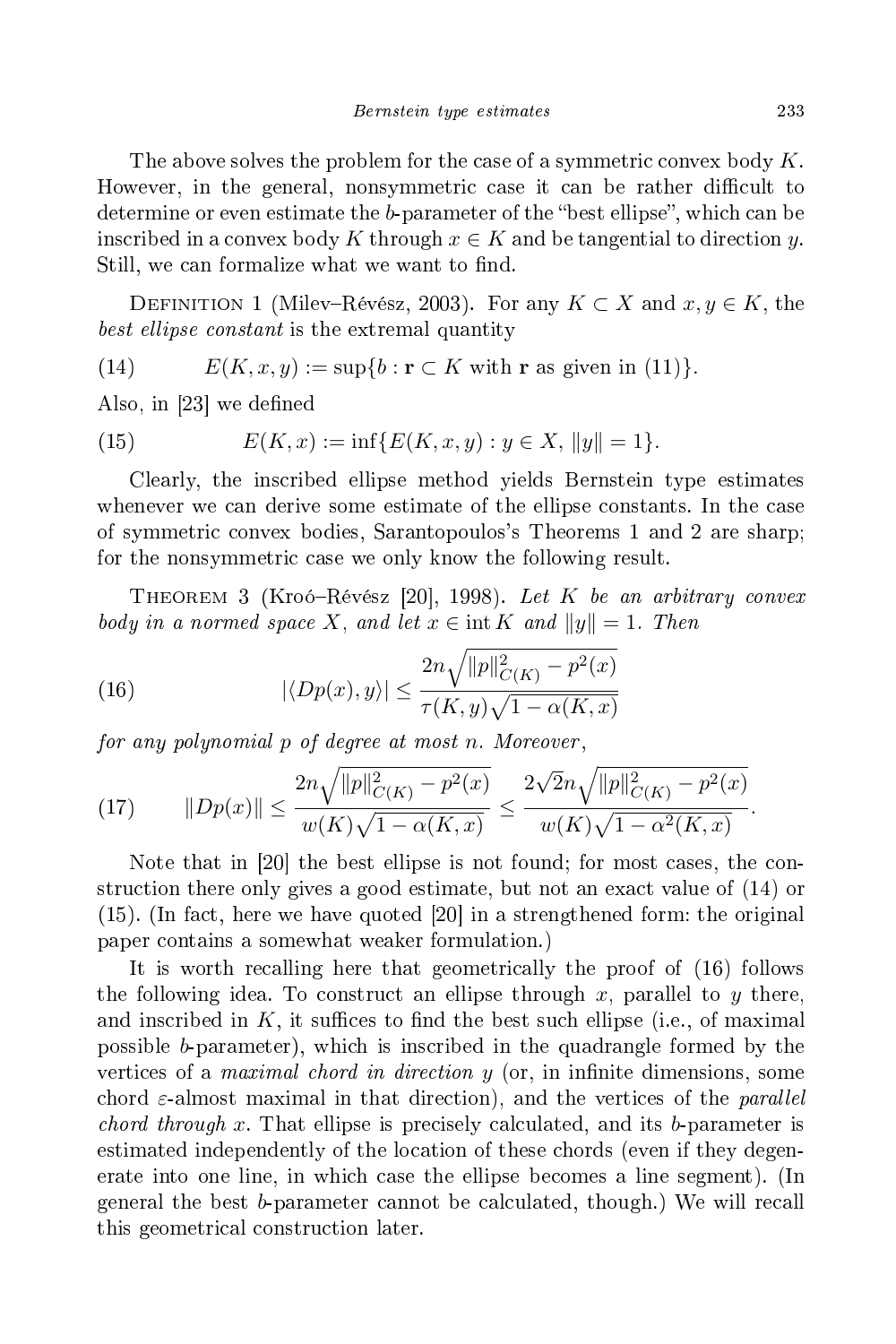The above solves the problem for the case of a symmetric convex body $K$. However, in the general, nonsymmetric case it can be rather difficult to determine or even estimate the $b$-parameter of the "best ellipse", which can be inscribed in a convex body $K$ through $x \in K$ and be tangential to direction $y$. Still, we can formalize what we want to find.

Definition 1 (Milev–Révész, 2003). For any $K \subset X$ and $x, y \in K$, the *best ellipse constant* is the extremal quantity

$$E(K, x, y) := \sup\{b : \mathbf{r} \subset K \text{ with } \mathbf{r} \text{ as given in (11)}\}. \tag{14}$$

Also, in [23] we defined

$$E(K, x) := \inf\{E(K, x, y) : y \in X,\ \|y\| = 1\}. \tag{15}$$

Clearly, the inscribed ellipse method yields Bernstein type estimates whenever we can derive some estimate of the ellipse constants. In the case of symmetric convex bodies, Sarantopoulos's Theorems 1 and 2 are sharp; for the nonsymmetric case we only know the following result.

Theorem 3 (Kroó–Révész [20], 1998). *Let $K$ be an arbitrary convex body in a normed space $X$, and let $x \in \operatorname{int} K$ and $\|y\| = 1$. Then*

$$|\langle Dp(x), y\rangle| \le \frac{2n\sqrt{\|p\|^2_{C(K)} - p^2(x)}}{\tau(K, y)\sqrt{1 - \alpha(K, x)}} \tag{16}$$

*for any polynomial $p$ of degree at most $n$. Moreover,*

$$\|Dp(x)\| \le \frac{2n\sqrt{\|p\|^2_{C(K)} - p^2(x)}}{w(K)\sqrt{1 - \alpha(K, x)}} \le \frac{2\sqrt{2}n\sqrt{\|p\|^2_{C(K)} - p^2(x)}}{w(K)\sqrt{1 - \alpha^2(K, x)}}. \tag{17}$$

Note that in [20] the best ellipse is not found; for most cases, the construction there only gives a good estimate, but not an exact value of (14) or (15). (In fact, here we have quoted [20] in a strengthened form: the original paper contains a somewhat weaker formulation.)

It is worth recalling here that geometrically the proof of (16) follows the following idea. To construct an ellipse through $x$, parallel to $y$ there, and inscribed in $K$, it suffices to find the best such ellipse (i.e., of maximal possible $b$-parameter), which is inscribed in the quadrangle formed by the vertices of a *maximal chord in direction* $y$ (or, in infinite dimensions, some chord $\varepsilon$-almost maximal in that direction), and the vertices of the *parallel chord through* $x$. That ellipse is precisely calculated, and its $b$-parameter is estimated independently of the location of these chords (even if they degenerate into one line, in which case the ellipse becomes a line segment). (In general the best $b$-parameter cannot be calculated, though.) We will recall this geometrical construction later.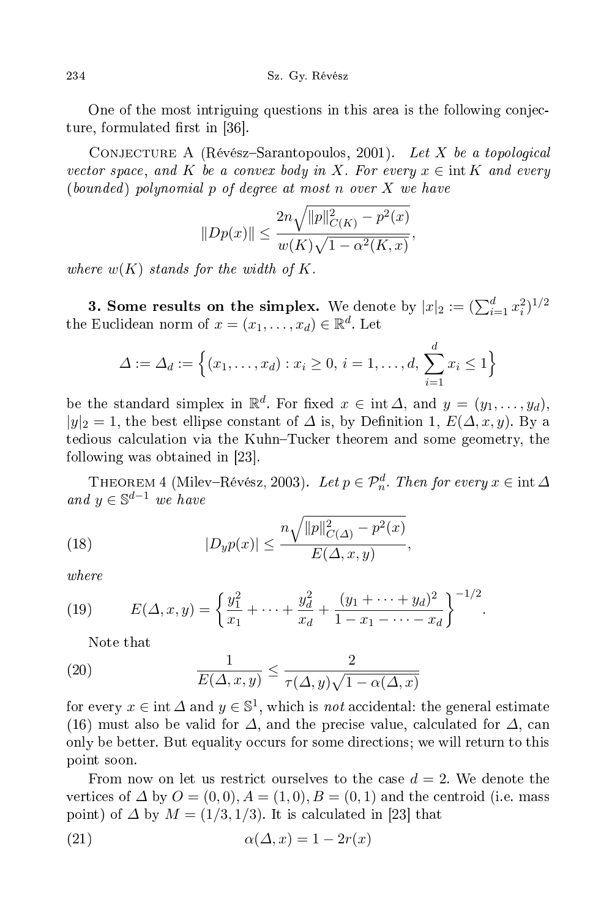One of the most intriguing questions in this area is the following conjecture, formulated first in [36].

Conjecture A (Révész–Sarantopoulos, 2001). *Let $X$ be a topological vector space, and $K$ be a convex body in $X$. For every $x \in \operatorname{int} K$ and every (bounded) polynomial $p$ of degree at most $n$ over $X$ we have*

$$\|Dp(x)\| \le \frac{2n\sqrt{\|p\|_{C(K)}^2 - p^2(x)}}{w(K)\sqrt{1-\alpha^2(K,x)}},$$

*where $w(K)$ stands for the width of $K$.*

**3. Some results on the simplex.** We denote by $|x|_2 := (\sum_{i=1}^d x_i^2)^{1/2}$ the Euclidean norm of $x = (x_1, \dots, x_d) \in \mathbb{R}^d$. Let

$$\Delta := \Delta_d := \Big\{(x_1, \dots, x_d) : x_i \ge 0,\ i = 1, \dots, d,\ \sum_{i=1}^d x_i \le 1\Big\}$$

be the standard simplex in $\mathbb{R}^d$. For fixed $x \in \operatorname{int} \Delta$, and $y = (y_1, \dots, y_d)$, $|y|_2 = 1$, the best ellipse constant of $\Delta$ is, by Definition 1, $E(\Delta, x, y)$. By a tedious calculation via the Kuhn–Tucker theorem and some geometry, the following was obtained in [23].

Theorem 4 (Milev–Révész, 2003). *Let $p \in \mathcal{P}_n^d$. Then for every $x \in \operatorname{int} \Delta$ and $y \in \mathbb{S}^{d-1}$ we have*

$$|D_y p(x)| \le \frac{n\sqrt{\|p\|_{C(\Delta)}^2 - p^2(x)}}{E(\Delta, x, y)}, \tag{18}$$

*where*

$$E(\Delta, x, y) = \left\{\frac{y_1^2}{x_1} + \dots + \frac{y_d^2}{x_d} + \frac{(y_1 + \dots + y_d)^2}{1 - x_1 - \dots - x_d}\right\}^{-1/2}. \tag{19}$$

Note that

$$\frac{1}{E(\Delta, x, y)} \le \frac{2}{\tau(\Delta, y)\sqrt{1-\alpha(\Delta, x)}} \tag{20}$$

for every $x \in \operatorname{int} \Delta$ and $y \in \mathbb{S}^1$, which is *not* accidental: the general estimate (16) must also be valid for $\Delta$, and the precise value, calculated for $\Delta$, can only be better. But equality occurs for some directions; we will return to this point soon.

From now on let us restrict ourselves to the case $d = 2$. We denote the vertices of $\Delta$ by $O = (0,0)$, $A = (1,0)$, $B = (0,1)$ and the centroid (i.e. mass point) of $\Delta$ by $M = (1/3, 1/3)$. It is calculated in [23] that

$$\alpha(\Delta, x) = 1 - 2r(x) \tag{21}$$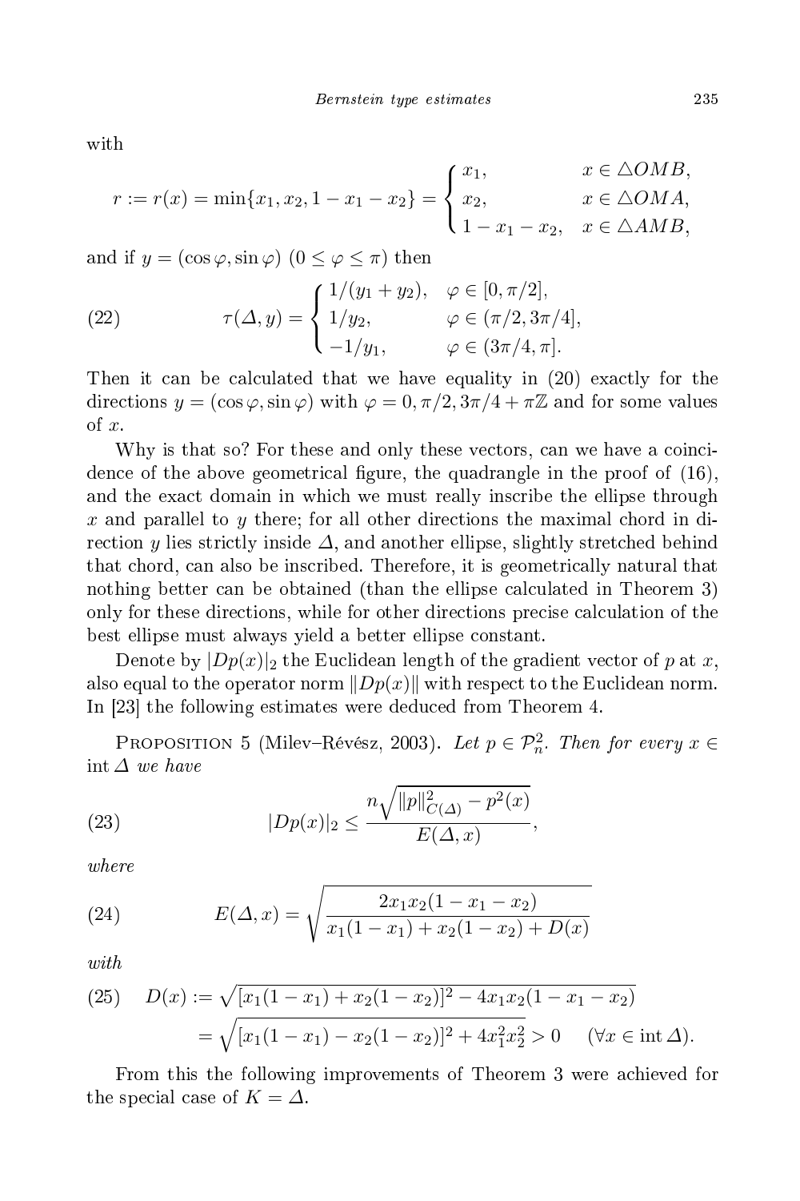with

$$r := r(x) = \min\{x_1, x_2, 1 - x_1 - x_2\} = \begin{cases} x_1, & x \in \triangle OMB, \\ x_2, & x \in \triangle OMA, \\ 1 - x_1 - x_2, & x \in \triangle AMB, \end{cases}$$

and if $y = (\cos\varphi, \sin\varphi)$ $(0 \le \varphi \le \pi)$ then

$$\tau(\Delta, y) = \begin{cases} 1/(y_1 + y_2), & \varphi \in [0, \pi/2], \\ 1/y_2, & \varphi \in (\pi/2, 3\pi/4], \\ -1/y_1, & \varphi \in (3\pi/4, \pi]. \end{cases} \tag{22}$$

Then it can be calculated that we have equality in (20) exactly for the directions $y = (\cos\varphi, \sin\varphi)$ with $\varphi = 0, \pi/2, 3\pi/4 + \pi\mathbb{Z}$ and for some values of $x$.

Why is that so? For these and only these vectors, can we have a coincidence of the above geometrical figure, the quadrangle in the proof of (16), and the exact domain in which we must really inscribe the ellipse through $x$ and parallel to $y$ there; for all other directions the maximal chord in direction $y$ lies strictly inside $\Delta$, and another ellipse, slightly stretched behind that chord, can also be inscribed. Therefore, it is geometrically natural that nothing better can be obtained (than the ellipse calculated in Theorem 3) only for these directions, while for other directions precise calculation of the best ellipse must always yield a better ellipse constant.

Denote by $|Dp(x)|_2$ the Euclidean length of the gradient vector of $p$ at $x$, also equal to the operator norm $\|Dp(x)\|$ with respect to the Euclidean norm. In [23] the following estimates were deduced from Theorem 4.

Proposition 5 (Milev–Révész, 2003). *Let $p \in \mathcal{P}_n^2$. Then for every $x \in \operatorname{int}\Delta$ we have*

$$|Dp(x)|_2 \le \frac{n\sqrt{\|p\|^2_{C(\Delta)} - p^2(x)}}{E(\Delta, x)}, \tag{23}$$

*where*

$$E(\Delta, x) = \sqrt{\frac{2x_1x_2(1 - x_1 - x_2)}{x_1(1 - x_1) + x_2(1 - x_2) + D(x)}} \tag{24}$$

*with*

$$\begin{aligned} D(x) &:= \sqrt{[x_1(1 - x_1) + x_2(1 - x_2)]^2 - 4x_1x_2(1 - x_1 - x_2)} \\ &= \sqrt{[x_1(1 - x_1) - x_2(1 - x_2)]^2 + 4x_1^2x_2^2} > 0 \quad (\forall x \in \operatorname{int}\Delta). \end{aligned} \tag{25}$$

From this the following improvements of Theorem 3 were achieved for the special case of $K = \Delta$.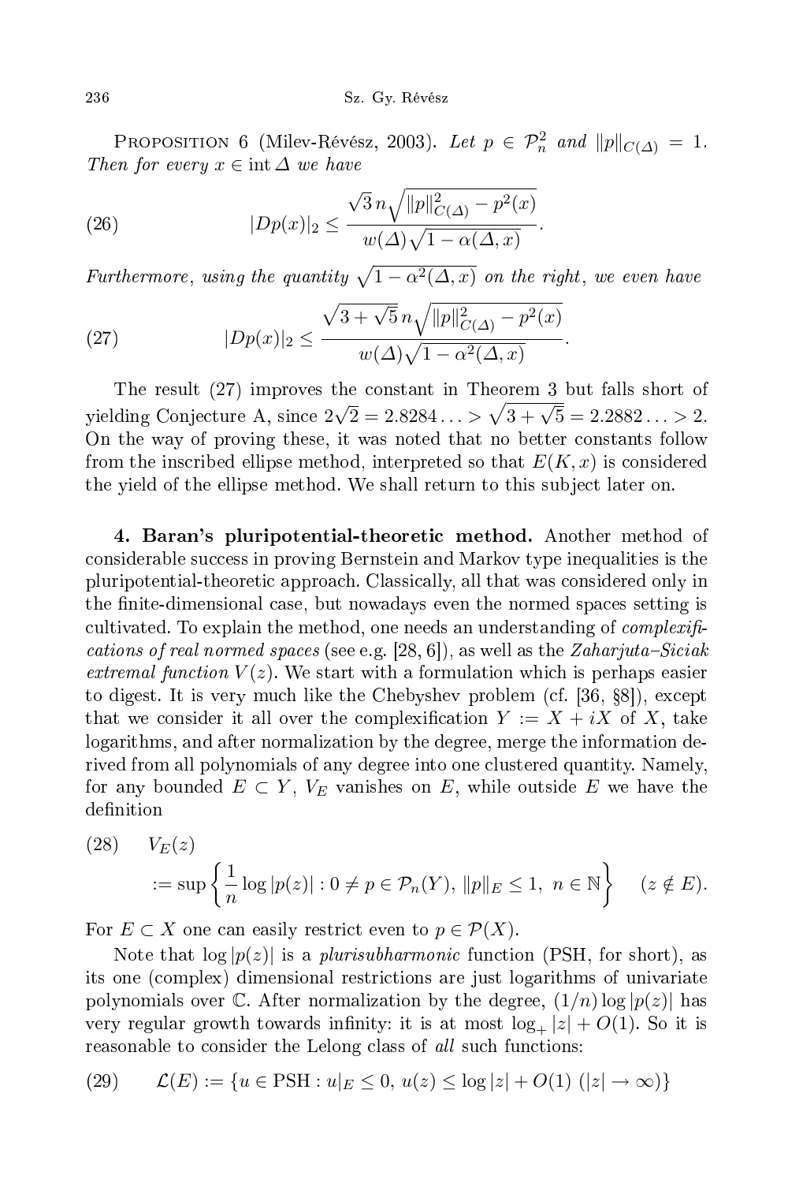PROPOSITION 6 (Milev-Révész, 2003). *Let $p \in \mathcal{P}_n^2$ and $\|p\|_{C(\Delta)} = 1$. Then for every $x \in \operatorname{int} \Delta$ we have*

$$|Dp(x)|_2 \le \frac{\sqrt{3}\, n \sqrt{\|p\|^2_{C(\Delta)} - p^2(x)}}{w(\Delta)\sqrt{1-\alpha(\Delta,x)}}. \tag{26}$$

*Furthermore, using the quantity $\sqrt{1-\alpha^2(\Delta,x)}$ on the right, we even have*

$$|Dp(x)|_2 \le \frac{\sqrt{3+\sqrt{5}}\, n \sqrt{\|p\|^2_{C(\Delta)} - p^2(x)}}{w(\Delta)\sqrt{1-\alpha^2(\Delta,x)}}. \tag{27}$$

The result (27) improves the constant in Theorem 3 but falls short of yielding Conjecture A, since $2\sqrt{2} = 2.8284\ldots > \sqrt{3+\sqrt{5}} = 2.2882\ldots > 2$. On the way of proving these, it was noted that no better constants follow from the inscribed ellipse method, interpreted so that $E(K,x)$ is considered the yield of the ellipse method. We shall return to this subject later on.

**4. Baran's pluripotential-theoretic method.** Another method of considerable success in proving Bernstein and Markov type inequalities is the pluripotential-theoretic approach. Classically, all that was considered only in the finite-dimensional case, but nowadays even the normed spaces setting is cultivated. To explain the method, one needs an understanding of *complexifications of real normed spaces* (see e.g. [28, 6]), as well as the *Zaharjuta–Siciak extremal function* $V(z)$. We start with a formulation which is perhaps easier to digest. It is very much like the Chebyshev problem (cf. [36, §8]), except that we consider it all over the complexification $Y := X + iX$ of $X$, take logarithms, and after normalization by the degree, merge the information derived from all polynomials of any degree into one clustered quantity. Namely, for any bounded $E \subset Y$, $V_E$ vanishes on $E$, while outside $E$ we have the definition

$$V_E(z) := \sup\left\{ \frac{1}{n}\log|p(z)| : 0 \ne p \in \mathcal{P}_n(Y),\ \|p\|_E \le 1,\ n \in \mathbb{N} \right\} \quad (z \notin E). \tag{28}$$

For $E \subset X$ one can easily restrict even to $p \in \mathcal{P}(X)$.

Note that $\log|p(z)|$ is a *plurisubharmonic* function (PSH, for short), as its one (complex) dimensional restrictions are just logarithms of univariate polynomials over $\mathbb{C}$. After normalization by the degree, $(1/n)\log|p(z)|$ has very regular growth towards infinity: it is at most $\log_+|z| + O(1)$. So it is reasonable to consider the Lelong class of *all* such functions:

$$\mathcal{L}(E) := \{u \in \mathrm{PSH} : u|_E \le 0,\ u(z) \le \log|z| + O(1)\ (|z| \to \infty)\} \tag{29}$$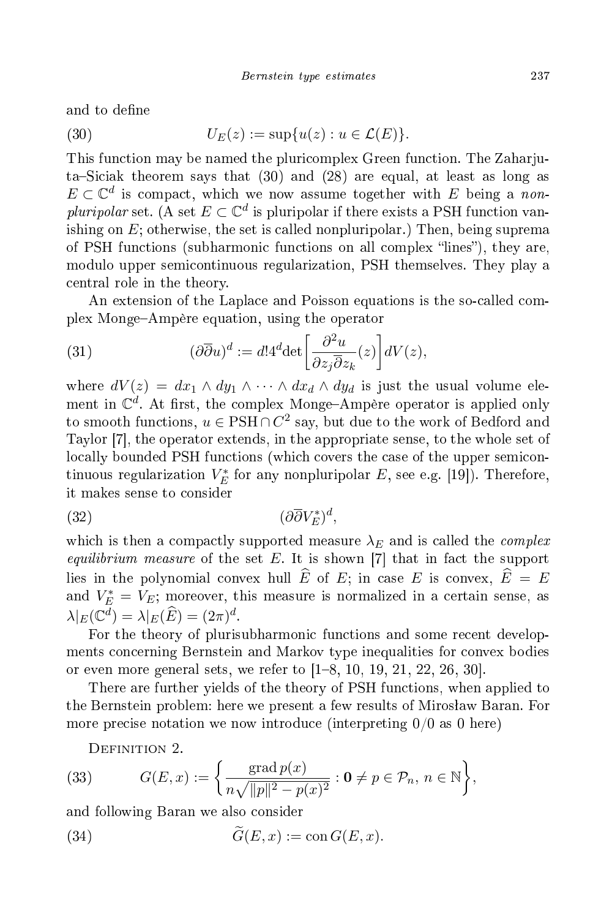and to define

$$U_E(z) := \sup\{u(z) : u \in \mathcal{L}(E)\}. \tag{30}$$

This function may be named the pluricomplex Green function. The Zaharjuta–Siciak theorem says that (30) and (28) are equal, at least as long as $E \subset \mathbb{C}^d$ is compact, which we now assume together with $E$ being a *nonpluripolar* set. (A set $E \subset \mathbb{C}^d$ is pluripolar if there exists a PSH function vanishing on $E$; otherwise, the set is called nonpluripolar.) Then, being suprema of PSH functions (subharmonic functions on all complex "lines"), they are, modulo upper semicontinuous regularization, PSH themselves. They play a central role in the theory.

An extension of the Laplace and Poisson equations is the so-called complex Monge–Ampère equation, using the operator

$$(\partial\overline{\partial} u)^d := d!4^d \det\left[\frac{\partial^2 u}{\partial z_j \overline{\partial} z_k}(z)\right] dV(z), \tag{31}$$

where $dV(z) = dx_1 \wedge dy_1 \wedge \cdots \wedge dx_d \wedge dy_d$ is just the usual volume element in $\mathbb{C}^d$. At first, the complex Monge–Ampère operator is applied only to smooth functions, $u \in \mathrm{PSH} \cap C^2$ say, but due to the work of Bedford and Taylor [7], the operator extends, in the appropriate sense, to the whole set of locally bounded PSH functions (which covers the case of the upper semicontinuous regularization $V_E^*$ for any nonpluripolar $E$, see e.g. [19]). Therefore, it makes sense to consider

$$(\partial\overline{\partial} V_E^*)^d, \tag{32}$$

which is then a compactly supported measure $\lambda_E$ and is called the *complex equilibrium measure* of the set $E$. It is shown [7] that in fact the support lies in the polynomial convex hull $\widehat{E}$ of $E$; in case $E$ is convex, $\widehat{E} = E$ and $V_E^* = V_E$; moreover, this measure is normalized in a certain sense, as $\lambda|_E(\mathbb{C}^d) = \lambda|_E(\widehat{E}) = (2\pi)^d$.

For the theory of plurisubharmonic functions and some recent developments concerning Bernstein and Markov type inequalities for convex bodies or even more general sets, we refer to [1–8, 10, 19, 21, 22, 26, 30].

There are further yields of the theory of PSH functions, when applied to the Bernstein problem: here we present a few results of Mirosław Baran. For more precise notation we now introduce (interpreting $0/0$ as $0$ here)

Definition 2.

$$G(E, x) := \left\{ \frac{\operatorname{grad} p(x)}{n\sqrt{\|p\|^2 - p(x)^2}} : \mathbf{0} \neq p \in \mathcal{P}_n,\ n \in \mathbb{N} \right\}, \tag{33}$$

and following Baran we also consider

$$\widetilde{G}(E, x) := \operatorname{con} G(E, x). \tag{34}$$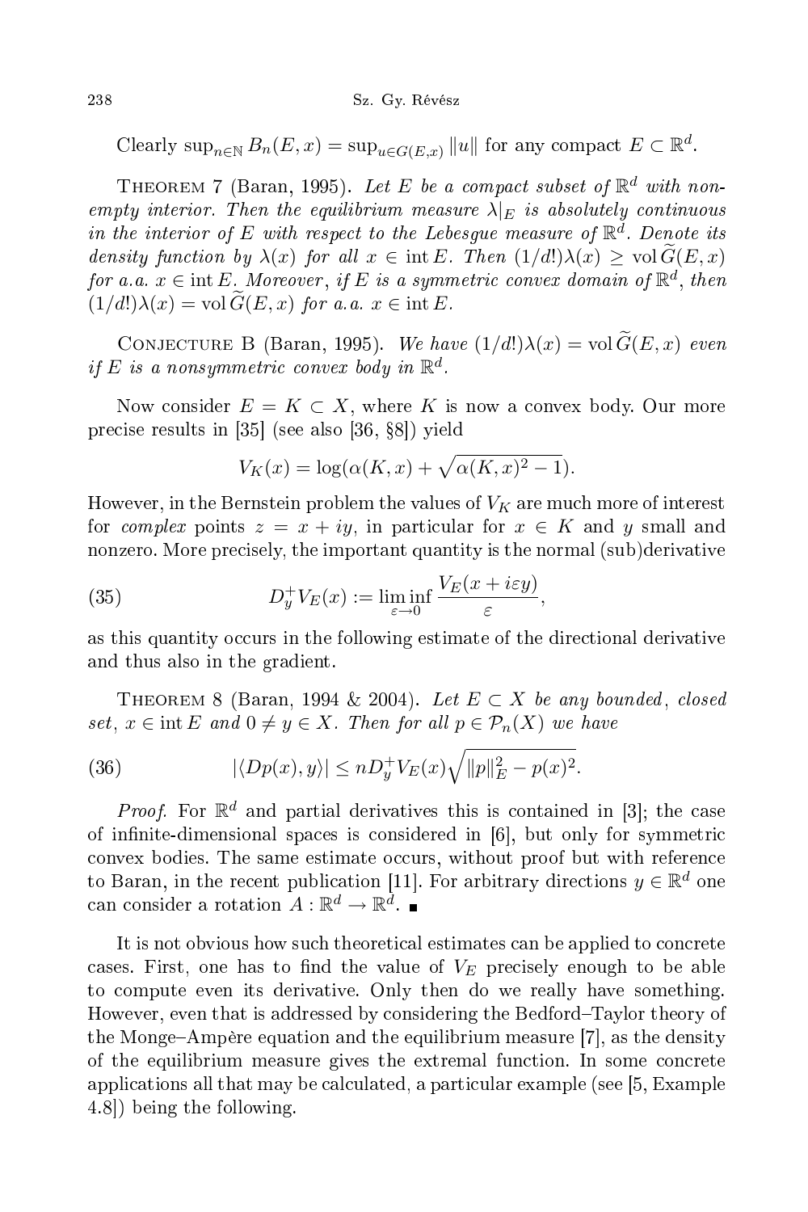Clearly $\sup_{n\in\mathbb{N}} B_n(E,x) = \sup_{u\in G(E,x)} \|u\|$ for any compact $E\subset\mathbb{R}^d$.

Theorem 7 (Baran, 1995). *Let $E$ be a compact subset of $\mathbb{R}^d$ with nonempty interior. Then the equilibrium measure $\lambda|_E$ is absolutely continuous in the interior of $E$ with respect to the Lebesgue measure of $\mathbb{R}^d$. Denote its density function by $\lambda(x)$ for all $x\in \operatorname{int} E$. Then $(1/d!)\lambda(x) \geq \operatorname{vol} \widetilde{G}(E,x)$ for a.a. $x\in\operatorname{int} E$. Moreover, if $E$ is a symmetric convex domain of $\mathbb{R}^d$, then $(1/d!)\lambda(x) = \operatorname{vol}\widetilde{G}(E,x)$ for a.a. $x\in\operatorname{int} E$.*

Conjecture B (Baran, 1995). *We have $(1/d!)\lambda(x) = \operatorname{vol}\widetilde{G}(E,x)$ even if $E$ is a nonsymmetric convex body in $\mathbb{R}^d$.*

Now consider $E = K\subset X$, where $K$ is now a convex body. Our more precise results in [35] (see also [36, §8]) yield

$$V_K(x) = \log(\alpha(K,x) + \sqrt{\alpha(K,x)^2-1}).$$

However, in the Bernstein problem the values of $V_K$ are much more of interest for *complex* points $z = x+iy$, in particular for $x\in K$ and $y$ small and nonzero. More precisely, the important quantity is the normal (sub)derivative

$$D_y^+V_E(x) := \liminf_{\varepsilon\to 0} \frac{V_E(x+i\varepsilon y)}{\varepsilon}, \tag{35}$$

as this quantity occurs in the following estimate of the directional derivative and thus also in the gradient.

Theorem 8 (Baran, 1994 & 2004). *Let $E\subset X$ be any bounded, closed set, $x\in\operatorname{int} E$ and $0\neq y\in X$. Then for all $p\in\mathcal{P}_n(X)$ we have*

$$|\langle Dp(x), y\rangle| \leq nD_y^+V_E(x)\sqrt{\|p\|_E^2 - p(x)^2}. \tag{36}$$

*Proof.* For $\mathbb{R}^d$ and partial derivatives this is contained in [3]; the case of infinite-dimensional spaces is considered in [6], but only for symmetric convex bodies. The same estimate occurs, without proof but with reference to Baran, in the recent publication [11]. For arbitrary directions $y\in\mathbb{R}^d$ one can consider a rotation $A:\mathbb{R}^d\to\mathbb{R}^d$. ∎

It is not obvious how such theoretical estimates can be applied to concrete cases. First, one has to find the value of $V_E$ precisely enough to be able to compute even its derivative. Only then do we really have something. However, even that is addressed by considering the Bedford–Taylor theory of the Monge–Ampère equation and the equilibrium measure [7], as the density of the equilibrium measure gives the extremal function. In some concrete applications all that may be calculated, a particular example (see [5, Example 4.8]) being the following.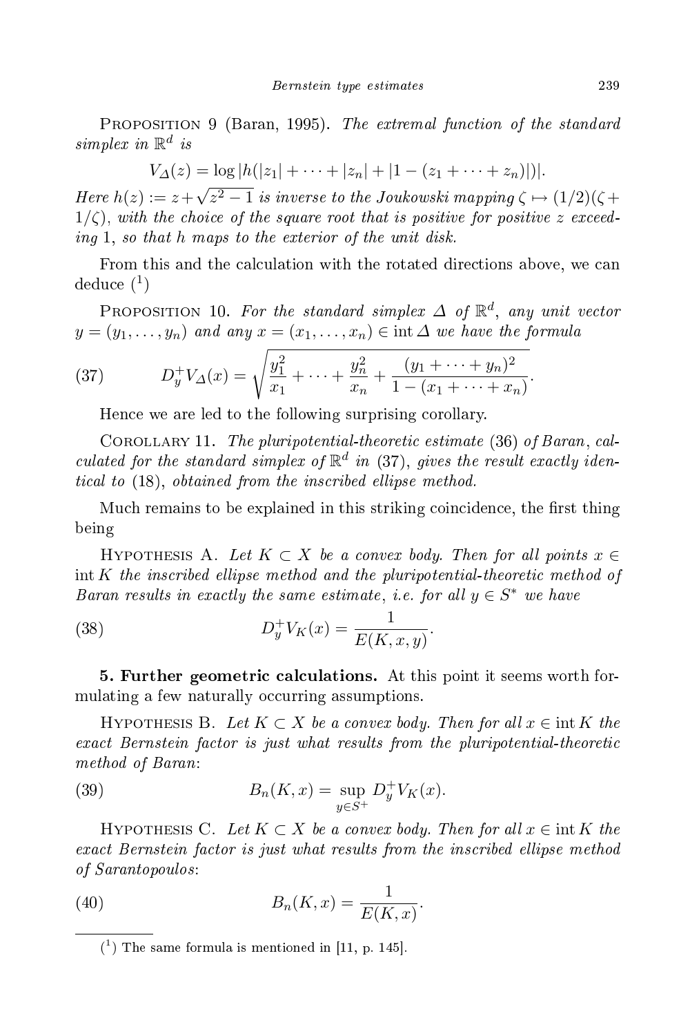Proposition 9 (Baran, 1995). *The extremal function of the standard simplex in* $\mathbb{R}^d$ *is*

$$V_\Delta(z) = \log |h(|z_1| + \cdots + |z_n| + |1 - (z_1 + \cdots + z_n)|)|.$$

*Here* $h(z) := z + \sqrt{z^2 - 1}$ *is inverse to the Joukowski mapping* $\zeta \mapsto (1/2)(\zeta + 1/\zeta)$, *with the choice of the square root that is positive for positive* $z$ *exceeding* 1, *so that* $h$ *maps to the exterior of the unit disk.*

From this and the calculation with the rotated directions above, we can deduce [1]

Proposition 10. *For the standard simplex* $\Delta$ *of* $\mathbb{R}^d$, *any unit vector* $y = (y_1, \ldots, y_n)$ *and any* $x = (x_1, \ldots, x_n) \in \operatorname{int} \Delta$ *we have the formula*

$$D_y^+ V_\Delta(x) = \sqrt{\frac{y_1^2}{x_1} + \cdots + \frac{y_n^2}{x_n} + \frac{(y_1 + \cdots + y_n)^2}{1 - (x_1 + \cdots + x_n)}}. \tag{37}$$

Hence we are led to the following surprising corollary.

Corollary 11. *The pluripotential-theoretic estimate* (36) *of Baran, calculated for the standard simplex of* $\mathbb{R}^d$ *in* (37), *gives the result exactly identical to* (18), *obtained from the inscribed ellipse method.*

Much remains to be explained in this striking coincidence, the first thing being

Hypothesis A. *Let* $K \subset X$ *be a convex body. Then for all points* $x \in \operatorname{int} K$ *the inscribed ellipse method and the pluripotential-theoretic method of Baran results in exactly the same estimate, i.e. for all* $y \in S^*$ *we have*

$$D_y^+ V_K(x) = \frac{1}{E(K, x, y)}. \tag{38}$$

**5. Further geometric calculations.** At this point it seems worth formulating a few naturally occurring assumptions.

Hypothesis B. *Let* $K \subset X$ *be a convex body. Then for all* $x \in \operatorname{int} K$ *the exact Bernstein factor is just what results from the pluripotential-theoretic method of Baran*:

$$B_n(K, x) = \sup_{y \in S^+} D_y^+ V_K(x). \tag{39}$$

Hypothesis C. *Let* $K \subset X$ *be a convex body. Then for all* $x \in \operatorname{int} K$ *the exact Bernstein factor is just what results from the inscribed ellipse method of Sarantopoulos*:

$$B_n(K, x) = \frac{1}{E(K, x)}. \tag{40}$$

---

[1] The same formula is mentioned in [11, p. 145].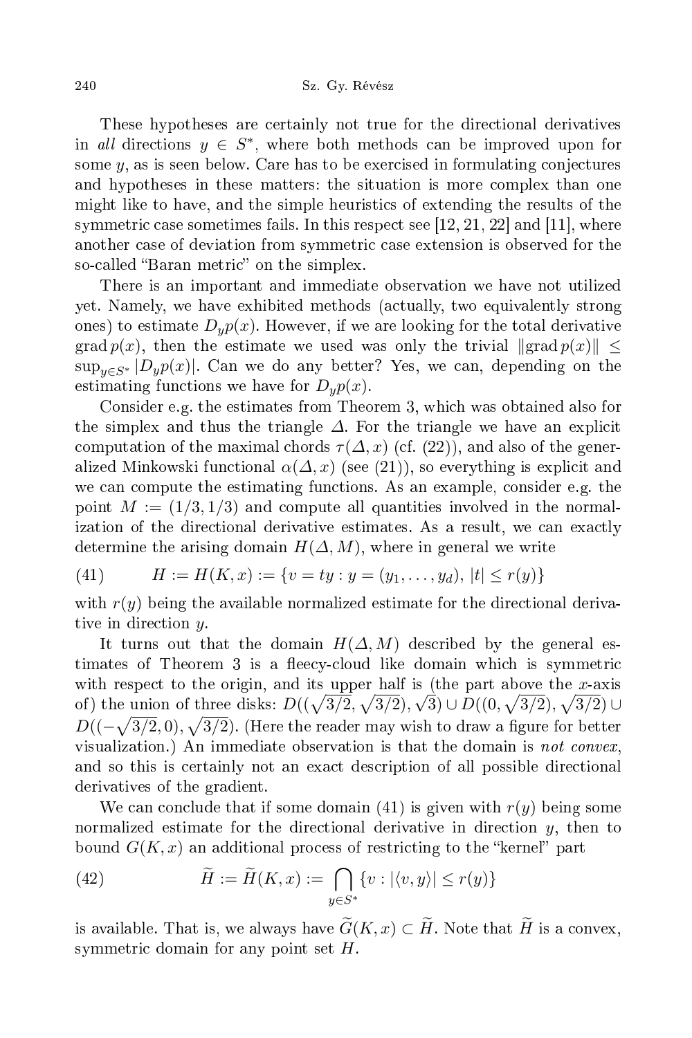These hypotheses are certainly not true for the directional derivatives in *all* directions $y \in S^*$, where both methods can be improved upon for some $y$, as is seen below. Care has to be exercised in formulating conjectures and hypotheses in these matters: the situation is more complex than one might like to have, and the simple heuristics of extending the results of the symmetric case sometimes fails. In this respect see [12, 21, 22] and [11], where another case of deviation from symmetric case extension is observed for the so-called "Baran metric" on the simplex.

There is an important and immediate observation we have not utilized yet. Namely, we have exhibited methods (actually, two equivalently strong ones) to estimate $D_y p(x)$. However, if we are looking for the total derivative $\operatorname{grad} p(x)$, then the estimate we used was only the trivial $\|\operatorname{grad} p(x)\| \leq \sup_{y \in S^*} |D_y p(x)|$. Can we do any better? Yes, we can, depending on the estimating functions we have for $D_y p(x)$.

Consider e.g. the estimates from Theorem 3, which was obtained also for the simplex and thus the triangle $\Delta$. For the triangle we have an explicit computation of the maximal chords $\tau(\Delta, x)$ (cf. (22)), and also of the generalized Minkowski functional $\alpha(\Delta, x)$ (see (21)), so everything is explicit and we can compute the estimating functions. As an example, consider e.g. the point $M := (1/3, 1/3)$ and compute all quantities involved in the normalization of the directional derivative estimates. As a result, we can exactly determine the arising domain $H(\Delta, M)$, where in general we write

$$H := H(K, x) := \{v = ty : y = (y_1, \dots, y_d),\ |t| \leq r(y)\} \tag{41}$$

with $r(y)$ being the available normalized estimate for the directional derivative in direction $y$.

It turns out that the domain $H(\Delta, M)$ described by the general estimates of Theorem 3 is a fleecy-cloud like domain which is symmetric with respect to the origin, and its upper half is (the part above the $x$-axis of) the union of three disks: $D((\sqrt{3/2}, \sqrt{3/2}), \sqrt{3}) \cup D((0, \sqrt{3/2}), \sqrt{3/2}) \cup D((-\sqrt{3/2}, 0), \sqrt{3/2})$. (Here the reader may wish to draw a figure for better visualization.) An immediate observation is that the domain is *not convex*, and so this is certainly not an exact description of all possible directional derivatives of the gradient.

We can conclude that if some domain (41) is given with $r(y)$ being some normalized estimate for the directional derivative in direction $y$, then to bound $G(K, x)$ an additional process of restricting to the "kernel" part

$$\widetilde{H} := \widetilde{H}(K, x) := \bigcap_{y \in S^*} \{v : |\langle v, y \rangle| \leq r(y)\} \tag{42}$$

is available. That is, we always have $\widetilde{G}(K, x) \subset \widetilde{H}$. Note that $\widetilde{H}$ is a convex, symmetric domain for any point set $H$.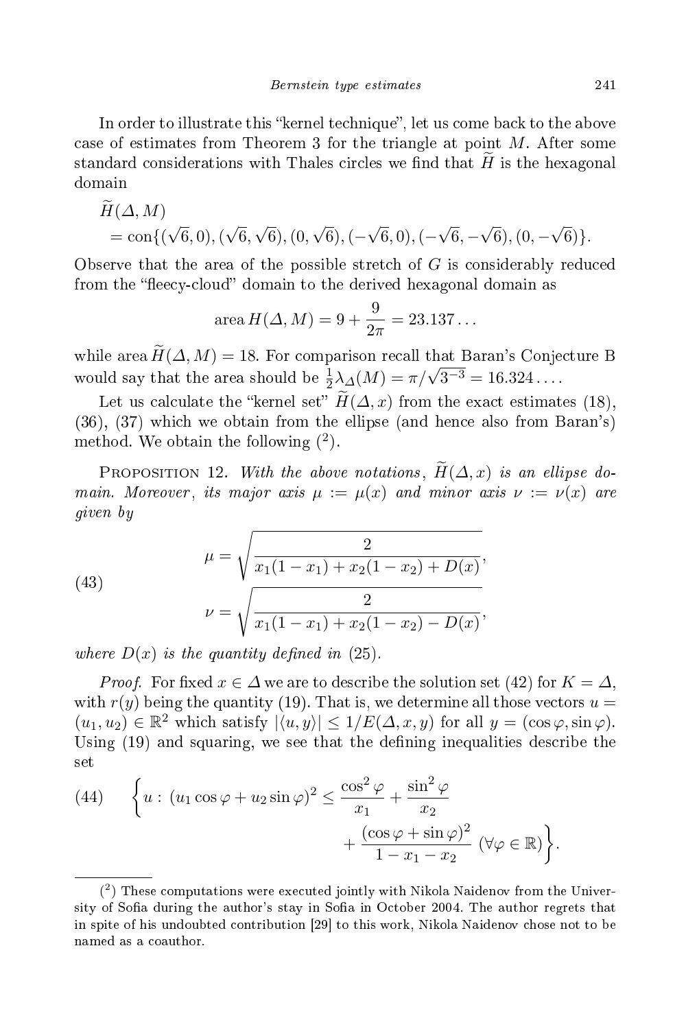In order to illustrate this "kernel technique", let us come back to the above case of estimates from Theorem 3 for the triangle at point $M$. After some standard considerations with Thales circles we find that $\widetilde{H}$ is the hexagonal domain

$$\begin{aligned}
&\widetilde{H}(\Delta, M) \\
&\quad = \mathrm{con}\{(\sqrt{6},0),(\sqrt{6},\sqrt{6}),(0,\sqrt{6}),(-\sqrt{6},0),(-\sqrt{6},-\sqrt{6}),(0,-\sqrt{6})\}.
\end{aligned}$$

Observe that the area of the possible stretch of $G$ is considerably reduced from the "fleecy-cloud" domain to the derived hexagonal domain as

$$\operatorname{area} H(\Delta, M) = 9 + \frac{9}{2\pi} = 23.137\ldots$$

while $\operatorname{area} \widetilde{H}(\Delta, M) = 18$. For comparison recall that Baran's Conjecture B would say that the area should be $\frac{1}{2}\lambda_{\Delta}(M) = \pi/\sqrt{3^{-3}} = 16.324\ldots$.

Let us calculate the "kernel set" $\widetilde{H}(\Delta, x)$ from the exact estimates (18), (36), (37) which we obtain from the ellipse (and hence also from Baran's) method. We obtain the following ([2]).

**Proposition 12.** *With the above notations, $\widetilde{H}(\Delta, x)$ is an ellipse domain. Moreover, its major axis $\mu := \mu(x)$ and minor axis $\nu := \nu(x)$ are given by*

$$\begin{aligned}
\mu &= \sqrt{\frac{2}{x_1(1-x_1) + x_2(1-x_2) + D(x)}}, \\
\nu &= \sqrt{\frac{2}{x_1(1-x_1) + x_2(1-x_2) - D(x)}},
\end{aligned} \tag{43}$$

*where $D(x)$ is the quantity defined in (25).*

*Proof.* For fixed $x \in \Delta$ we are to describe the solution set (42) for $K = \Delta$, with $r(y)$ being the quantity (19). That is, we determine all those vectors $u = (u_1, u_2) \in \mathbb{R}^2$ which satisfy $|\langle u, y\rangle| \le 1/E(\Delta, x, y)$ for all $y = (\cos\varphi, \sin\varphi)$. Using (19) and squaring, we see that the defining inequalities describe the set

$$\left\{ u : \, (u_1\cos\varphi + u_2\sin\varphi)^2 \le \frac{\cos^2\varphi}{x_1} + \frac{\sin^2\varphi}{x_2} + \frac{(\cos\varphi + \sin\varphi)^2}{1 - x_1 - x_2} \; (\forall \varphi \in \mathbb{R}) \right\}. \tag{44}$$

([2]) These computations were executed jointly with Nikola Naidenov from the University of Sofia during the author's stay in Sofia in October 2004. The author regrets that in spite of his undoubted contribution [29] to this work, Nikola Naidenov chose not to be named as a coauthor.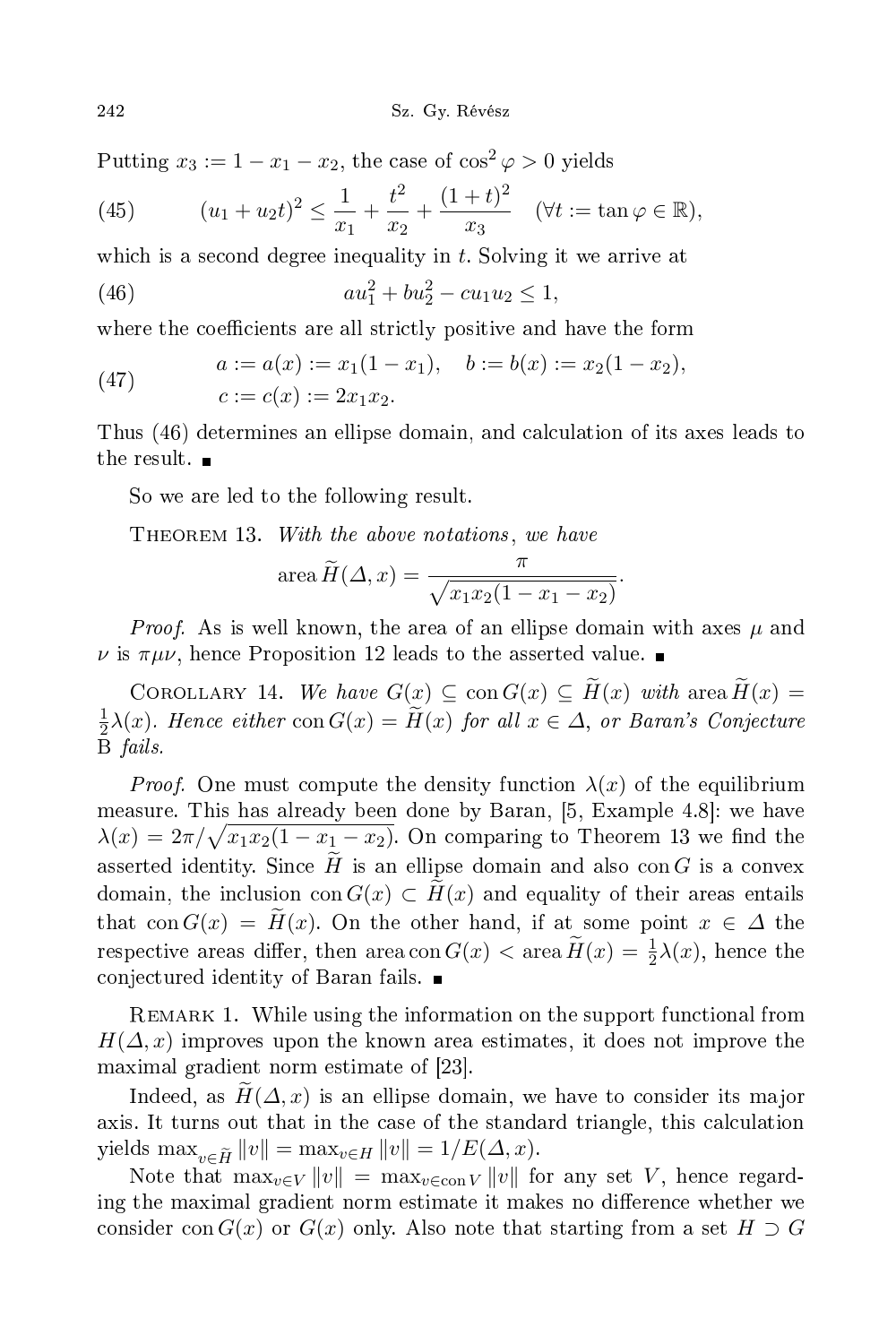Putting $x_3 := 1 - x_1 - x_2$, the case of $\cos^2 \varphi > 0$ yields

$$(u_1 + u_2 t)^2 \le \frac{1}{x_1} + \frac{t^2}{x_2} + \frac{(1+t)^2}{x_3} \quad (\forall t := \tan \varphi \in \mathbb{R}), \tag{45}$$

which is a second degree inequality in $t$. Solving it we arrive at

$$a u_1^2 + b u_2^2 - c u_1 u_2 \le 1, \tag{46}$$

where the coefficients are all strictly positive and have the form

$$\begin{aligned} a &:= a(x) := x_1(1 - x_1), \quad b := b(x) := x_2(1 - x_2), \\ c &:= c(x) := 2x_1 x_2. \end{aligned} \tag{47}$$

Thus (46) determines an ellipse domain, and calculation of its axes leads to the result. ∎

So we are led to the following result.

Theorem 13. *With the above notations, we have*

$$\operatorname{area} \widetilde{H}(\Delta, x) = \frac{\pi}{\sqrt{x_1 x_2 (1 - x_1 - x_2)}}.$$

*Proof.* As is well known, the area of an ellipse domain with axes $\mu$ and $\nu$ is $\pi\mu\nu$, hence Proposition 12 leads to the asserted value. ∎

Corollary 14. *We have $G(x) \subseteq \operatorname{con} G(x) \subseteq \widetilde{H}(x)$ with $\operatorname{area} \widetilde{H}(x) = \frac{1}{2}\lambda(x)$. Hence either $\operatorname{con} G(x) = \widetilde{H}(x)$ for all $x \in \Delta$, or Baran's Conjecture B fails.*

*Proof.* One must compute the density function $\lambda(x)$ of the equilibrium measure. This has already been done by Baran, [5, Example 4.8]: we have $\lambda(x) = 2\pi/\sqrt{x_1 x_2 (1 - x_1 - x_2)}$. On comparing to Theorem 13 we find the asserted identity. Since $\widetilde{H}$ is an ellipse domain and also $\operatorname{con} G$ is a convex domain, the inclusion $\operatorname{con} G(x) \subset \widetilde{H}(x)$ and equality of their areas entails that $\operatorname{con} G(x) = \widetilde{H}(x)$. On the other hand, if at some point $x \in \Delta$ the respective areas differ, then $\operatorname{area} \operatorname{con} G(x) < \operatorname{area} \widetilde{H}(x) = \frac{1}{2}\lambda(x)$, hence the conjectured identity of Baran fails. ∎

Remark 1. While using the information on the support functional from $H(\Delta, x)$ improves upon the known area estimates, it does not improve the maximal gradient norm estimate of [23].

Indeed, as $\widetilde{H}(\Delta, x)$ is an ellipse domain, we have to consider its major axis. It turns out that in the case of the standard triangle, this calculation yields $\max_{v \in \widetilde{H}} \|v\| = \max_{v \in H} \|v\| = 1/E(\Delta, x)$.

Note that $\max_{v \in V} \|v\| = \max_{v \in \operatorname{con} V} \|v\|$ for any set $V$, hence regarding the maximal gradient norm estimate it makes no difference whether we consider $\operatorname{con} G(x)$ or $G(x)$ only. Also note that starting from a set $H \supset G$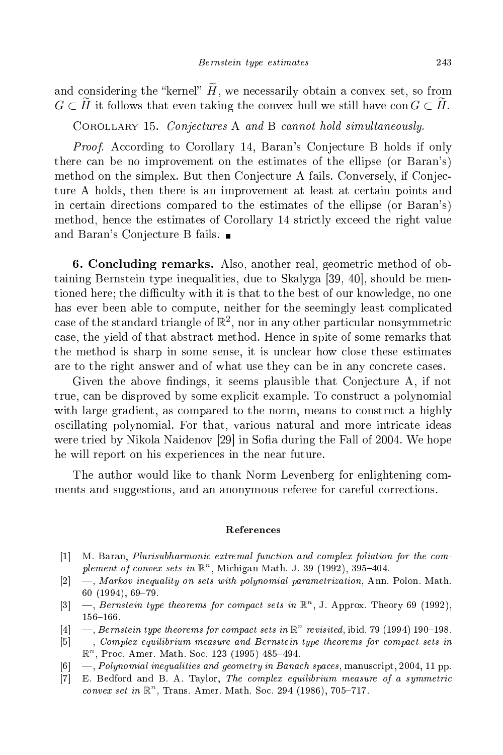and considering the "kernel" $\widetilde{H}$, we necessarily obtain a convex set, so from $G \subset \widetilde{H}$ it follows that even taking the convex hull we still have $\operatorname{con} G \subset \widetilde{H}$.

COROLLARY 15. *Conjectures* A *and* B *cannot hold simultaneously.*

*Proof.* According to Corollary 14, Baran's Conjecture B holds if only there can be no improvement on the estimates of the ellipse (or Baran's) method on the simplex. But then Conjecture A fails. Conversely, if Conjecture A holds, then there is an improvement at least at certain points and in certain directions compared to the estimates of the ellipse (or Baran's) method, hence the estimates of Corollary 14 strictly exceed the right value and Baran's Conjecture B fails. ∎

**6. Concluding remarks.** Also, another real, geometric method of obtaining Bernstein type inequalities, due to Skalyga [39, 40], should be mentioned here; the difficulty with it is that to the best of our knowledge, no one has ever been able to compute, neither for the seemingly least complicated case of the standard triangle of $\mathbb{R}^2$, nor in any other particular nonsymmetric case, the yield of that abstract method. Hence in spite of some remarks that the method is sharp in some sense, it is unclear how close these estimates are to the right answer and of what use they can be in any concrete cases.

Given the above findings, it seems plausible that Conjecture A, if not true, can be disproved by some explicit example. To construct a polynomial with large gradient, as compared to the norm, means to construct a highly oscillating polynomial. For that, various natural and more intricate ideas were tried by Nikola Naidenov [29] in Sofia during the Fall of 2004. We hope he will report on his experiences in the near future.

The author would like to thank Norm Levenberg for enlightening comments and suggestions, and an anonymous referee for careful corrections.

## References

[1] M. Baran, *Plurisubharmonic extremal function and complex foliation for the complement of convex sets in* $\mathbb{R}^n$, Michigan Math. J. 39 (1992), 395–404.

[2] —, *Markov inequality on sets with polynomial parametrization*, Ann. Polon. Math. 60 (1994), 69–79.

[3] —, *Bernstein type theorems for compact sets in* $\mathbb{R}^n$, J. Approx. Theory 69 (1992), 156–166.

[4] —, *Bernstein type theorems for compact sets in* $\mathbb{R}^n$ *revisited*, ibid. 79 (1994) 190–198.

[5] —, *Complex equilibrium measure and Bernstein type theorems for compact sets in* $\mathbb{R}^n$, Proc. Amer. Math. Soc. 123 (1995) 485–494.

[6] —, *Polynomial inequalities and geometry in Banach spaces*, manuscript, 2004, 11 pp.

[7] E. Bedford and B. A. Taylor, *The complex equilibrium measure of a symmetric convex set in* $\mathbb{R}^n$, Trans. Amer. Math. Soc. 294 (1986), 705–717.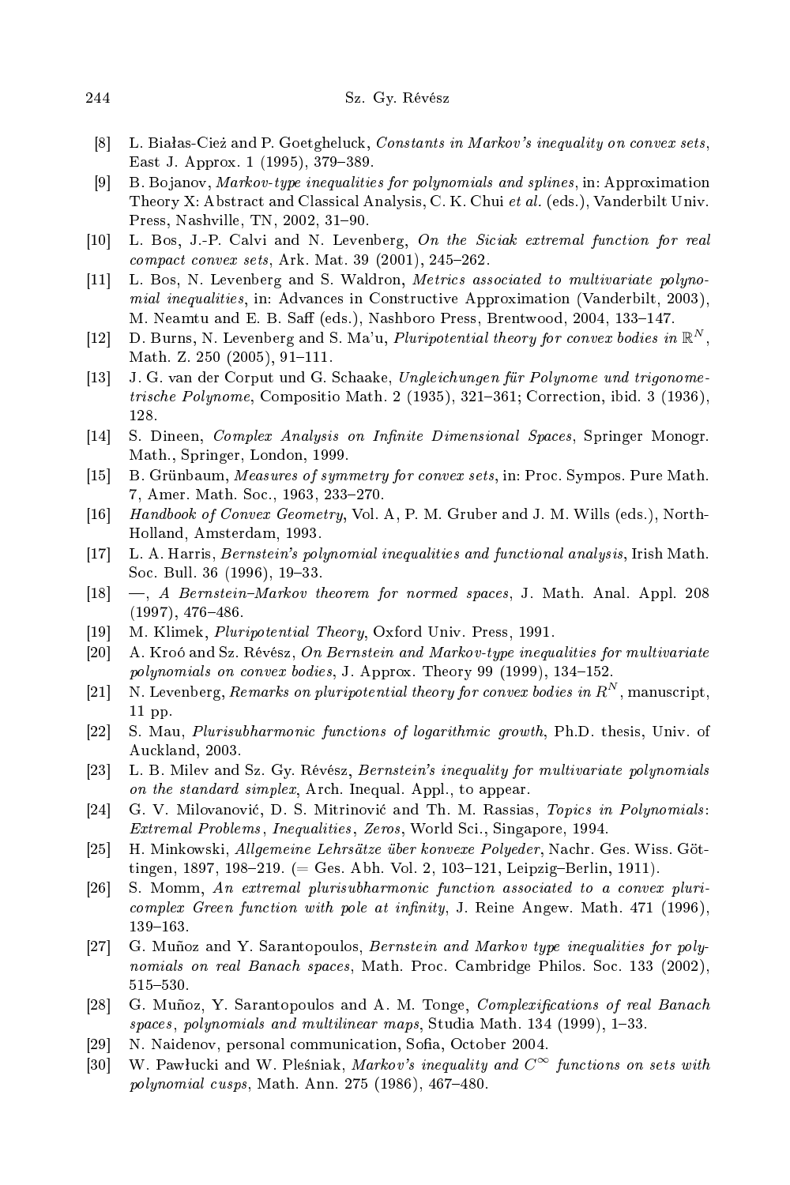[8] L. Białas-Cież and P. Goetgheluck, *Constants in Markov's inequality on convex sets*, East J. Approx. 1 (1995), 379–389.

[9] B. Bojanov, *Markov-type inequalities for polynomials and splines*, in: Approximation Theory X: Abstract and Classical Analysis, C. K. Chui *et al.* (eds.), Vanderbilt Univ. Press, Nashville, TN, 2002, 31–90.

[10] L. Bos, J.-P. Calvi and N. Levenberg, *On the Siciak extremal function for real compact convex sets*, Ark. Mat. 39 (2001), 245–262.

[11] L. Bos, N. Levenberg and S. Waldron, *Metrics associated to multivariate polynomial inequalities*, in: Advances in Constructive Approximation (Vanderbilt, 2003), M. Neamtu and E. B. Saff (eds.), Nashboro Press, Brentwood, 2004, 133–147.

[12] D. Burns, N. Levenberg and S. Ma'u, *Pluripotential theory for convex bodies in* $\mathbb{R}^N$, Math. Z. 250 (2005), 91–111.

[13] J. G. van der Corput und G. Schaake, *Ungleichungen für Polynome und trigonometrische Polynome*, Compositio Math. 2 (1935), 321–361; Correction, ibid. 3 (1936), 128.

[14] S. Dineen, *Complex Analysis on Infinite Dimensional Spaces*, Springer Monogr. Math., Springer, London, 1999.

[15] B. Grünbaum, *Measures of symmetry for convex sets*, in: Proc. Sympos. Pure Math. 7, Amer. Math. Soc., 1963, 233–270.

[16] *Handbook of Convex Geometry*, Vol. A, P. M. Gruber and J. M. Wills (eds.), North-Holland, Amsterdam, 1993.

[17] L. A. Harris, *Bernstein's polynomial inequalities and functional analysis*, Irish Math. Soc. Bull. 36 (1996), 19–33.

[18] —, *A Bernstein–Markov theorem for normed spaces*, J. Math. Anal. Appl. 208 (1997), 476–486.

[19] M. Klimek, *Pluripotential Theory*, Oxford Univ. Press, 1991.

[20] A. Kroó and Sz. Révész, *On Bernstein and Markov-type inequalities for multivariate polynomials on convex bodies*, J. Approx. Theory 99 (1999), 134–152.

[21] N. Levenberg, *Remarks on pluripotential theory for convex bodies in* $R^N$, manuscript, 11 pp.

[22] S. Mau, *Plurisubharmonic functions of logarithmic growth*, Ph.D. thesis, Univ. of Auckland, 2003.

[23] L. B. Milev and Sz. Gy. Révész, *Bernstein's inequality for multivariate polynomials on the standard simplex*, Arch. Inequal. Appl., to appear.

[24] G. V. Milovanović, D. S. Mitrinović and Th. M. Rassias, *Topics in Polynomials: Extremal Problems, Inequalities, Zeros*, World Sci., Singapore, 1994.

[25] H. Minkowski, *Allgemeine Lehrsätze über konvexe Polyeder*, Nachr. Ges. Wiss. Göttingen, 1897, 198–219. (= Ges. Abh. Vol. 2, 103–121, Leipzig–Berlin, 1911).

[26] S. Momm, *An extremal plurisubharmonic function associated to a convex pluricomplex Green function with pole at infinity*, J. Reine Angew. Math. 471 (1996), 139–163.

[27] G. Muñoz and Y. Sarantopoulos, *Bernstein and Markov type inequalities for polynomials on real Banach spaces*, Math. Proc. Cambridge Philos. Soc. 133 (2002), 515–530.

[28] G. Muñoz, Y. Sarantopoulos and A. M. Tonge, *Complexifications of real Banach spaces, polynomials and multilinear maps*, Studia Math. 134 (1999), 1–33.

[29] N. Naidenov, personal communication, Sofia, October 2004.

[30] W. Pawłucki and W. Pleśniak, *Markov's inequality and* $C^\infty$ *functions on sets with polynomial cusps*, Math. Ann. 275 (1986), 467–480.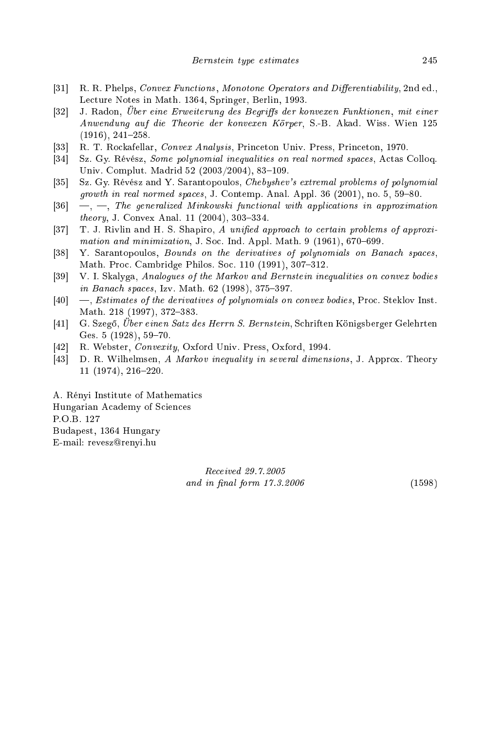[31] R. R. Phelps, *Convex Functions, Monotone Operators and Differentiability*, 2nd ed., Lecture Notes in Math. 1364, Springer, Berlin, 1993.

[32] J. Radon, *Über eine Erweiterung des Begriffs der konvexen Funktionen, mit einer Anwendung auf die Theorie der konvexen Körper*, S.-B. Akad. Wiss. Wien 125 (1916), 241–258.

[33] R. T. Rockafellar, *Convex Analysis*, Princeton Univ. Press, Princeton, 1970.

[34] Sz. Gy. Révész, *Some polynomial inequalities on real normed spaces*, Actas Colloq. Univ. Complut. Madrid 52 (2003/2004), 83–109.

[35] Sz. Gy. Révész and Y. Sarantopoulos, *Chebyshev's extremal problems of polynomial growth in real normed spaces*, J. Contemp. Anal. Appl. 36 (2001), no. 5, 59–80.

[36] —, —, *The generalized Minkowski functional with applications in approximation theory*, J. Convex Anal. 11 (2004), 303–334.

[37] T. J. Rivlin and H. S. Shapiro, *A unified approach to certain problems of approximation and minimization*, J. Soc. Ind. Appl. Math. 9 (1961), 670–699.

[38] Y. Sarantopoulos, *Bounds on the derivatives of polynomials on Banach spaces*, Math. Proc. Cambridge Philos. Soc. 110 (1991), 307–312.

[39] V. I. Skalyga, *Analogues of the Markov and Bernstein inequalities on convex bodies in Banach spaces*, Izv. Math. 62 (1998), 375–397.

[40] —, *Estimates of the derivatives of polynomials on convex bodies*, Proc. Steklov Inst. Math. 218 (1997), 372–383.

[41] G. Szegő, *Über einen Satz des Herrn S. Bernstein*, Schriften Königsberger Gelehrten Ges. 5 (1928), 59–70.

[42] R. Webster, *Convexity*, Oxford Univ. Press, Oxford, 1994.

[43] D. R. Wilhelmsen, *A Markov inequality in several dimensions*, J. Approx. Theory 11 (1974), 216–220.

A. Rényi Institute of Mathematics
Hungarian Academy of Sciences
P.O.B. 127
Budapest, 1364 Hungary
E-mail: revesz@renyi.hu

*Received 29.7.2005*
*and in final form 17.3.2006* (1598)